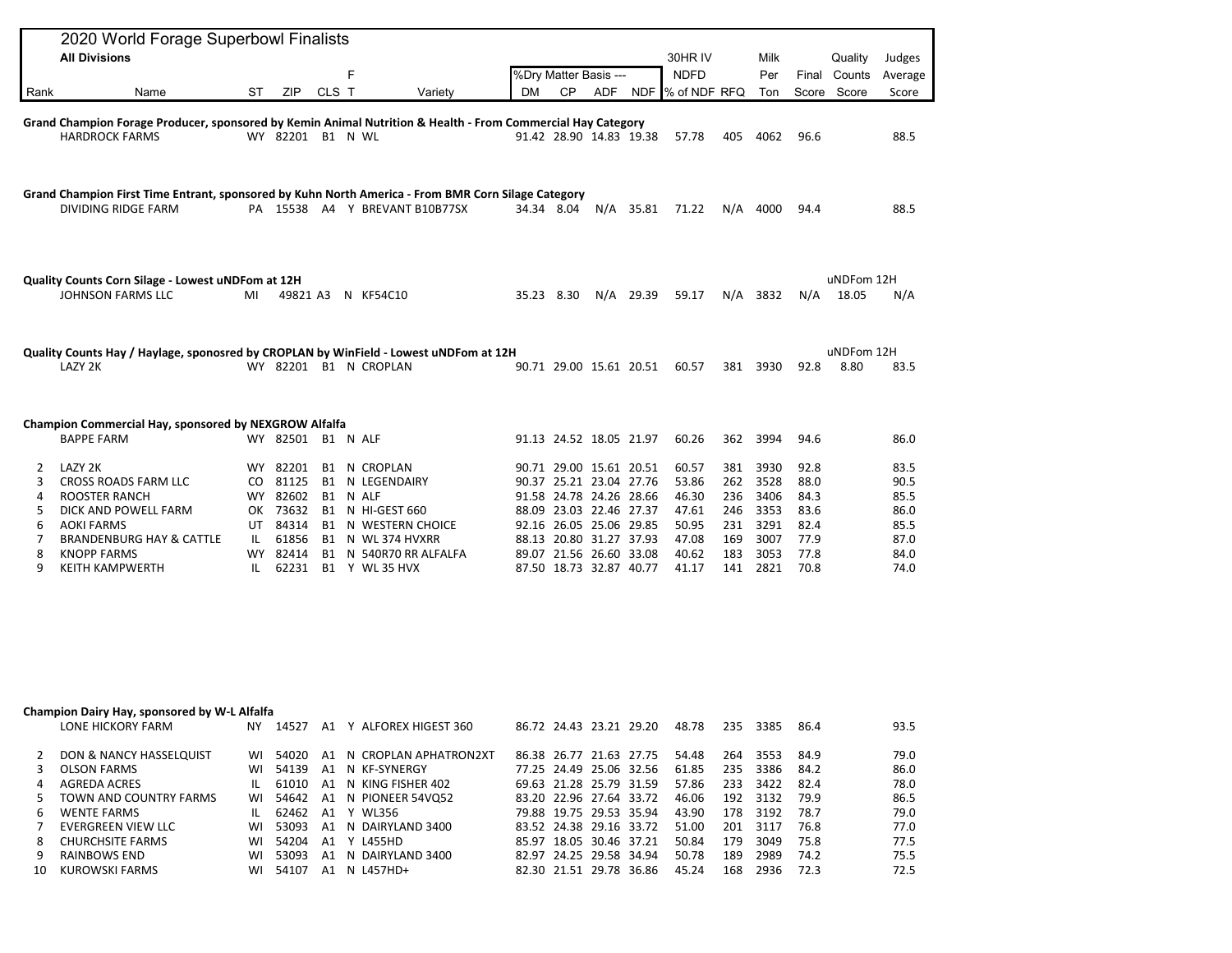# 2020 World Forage Superbowl Finalists

**All Divisions**

| Rank | Name | ST | ZIP | CLS | F T | Variety | %Dry Matter Basis --- DM | CP | ADF | NDF | 30HR IV NDFD % of NDF | RFQ | Milk Per Ton | Final Score | Quality Counts Score | Judges Average Score |
|---|---|---|---|---|---|---|---|---|---|---|---|---|---|---|---|---|
| **Grand Champion Forage Producer, sponsored by Kemin Animal Nutrition & Health - From Commercial Hay Category** | | | | | | | | | | | | | | | | |
| | HARDROCK FARMS | WY | 82201 | B1 | N | WL | 91.42 | 28.90 | 14.83 | 19.38 | 57.78 | 405 | 4062 | 96.6 | | 88.5 |
| **Grand Champion First Time Entrant, sponsored by Kuhn North America - From BMR Corn Silage Category** | | | | | | | | | | | | | | | | |
| | DIVIDING RIDGE FARM | PA | 15538 | A4 | Y | BREVANT B10B77SX | 34.34 | 8.04 | N/A | 35.81 | 71.22 | N/A | 4000 | 94.4 | | 88.5 |
| **Quality Counts Corn Silage - Lowest uNDFom at 12H** | | | | | | | | | | | | | | | uNDFom 12H | |
| | JOHNSON FARMS LLC | MI | 49821 | A3 | N | KF54C10 | 35.23 | 8.30 | N/A | 29.39 | 59.17 | N/A | 3832 | N/A | 18.05 | N/A |
| **Quality Counts Hay / Haylage, sponosred by CROPLAN by WinField - Lowest uNDFom at 12H** | | | | | | | | | | | | | | | uNDFom 12H | |
| | LAZY 2K | WY | 82201 | B1 | N | CROPLAN | 90.71 | 29.00 | 15.61 | 20.51 | 60.57 | 381 | 3930 | 92.8 | 8.80 | 83.5 |
| **Champion Commercial Hay, sponsored by NEXGROW Alfalfa** | | | | | | | | | | | | | | | | |
| | BAPPE FARM | WY | 82501 | B1 | N | ALF | 91.13 | 24.52 | 18.05 | 21.97 | 60.26 | 362 | 3994 | 94.6 | | 86.0 |
| 2 | LAZY 2K | WY | 82201 | B1 | N | CROPLAN | 90.71 | 29.00 | 15.61 | 20.51 | 60.57 | 381 | 3930 | 92.8 | | 83.5 |
| 3 | CROSS ROADS FARM LLC | CO | 81125 | B1 | N | LEGENDAIRY | 90.37 | 25.21 | 23.04 | 27.76 | 53.86 | 262 | 3528 | 88.0 | | 90.5 |
| 4 | ROOSTER RANCH | WY | 82602 | B1 | N | ALF | 91.58 | 24.78 | 24.26 | 28.66 | 46.30 | 236 | 3406 | 84.3 | | 85.5 |
| 5 | DICK AND POWELL FARM | OK | 73632 | B1 | N | HI-GEST 660 | 88.09 | 23.03 | 22.46 | 27.37 | 47.61 | 246 | 3353 | 83.6 | | 86.0 |
| 6 | AOKI FARMS | UT | 84314 | B1 | N | WESTERN CHOICE | 92.16 | 26.05 | 25.06 | 29.85 | 50.95 | 231 | 3291 | 82.4 | | 85.5 |
| 7 | BRANDENBURG HAY & CATTLE | IL | 61856 | B1 | N | WL 374 HVXRR | 88.13 | 20.80 | 31.27 | 37.93 | 47.08 | 169 | 3007 | 77.9 | | 87.0 |
| 8 | KNOPP FARMS | WY | 82414 | B1 | N | 540R70 RR ALFALFA | 89.07 | 21.56 | 26.60 | 33.08 | 40.62 | 183 | 3053 | 77.8 | | 84.0 |
| 9 | KEITH KAMPWERTH | IL | 62231 | B1 | Y | WL 35 HVX | 87.50 | 18.73 | 32.87 | 40.77 | 41.17 | 141 | 2821 | 70.8 | | 74.0 |
| **Champion Dairy Hay, sponsored by W-L Alfalfa** | | | | | | | | | | | | | | | | |
| | LONE HICKORY FARM | NY | 14527 | A1 | Y | ALFOREX HIGEST 360 | 86.72 | 24.43 | 23.21 | 29.20 | 48.78 | 235 | 3385 | 86.4 | | 93.5 |
| 2 | DON & NANCY HASSELQUIST | WI | 54020 | A1 | N | CROPLAN APHATRON2XT | 86.38 | 26.77 | 21.63 | 27.75 | 54.48 | 264 | 3553 | 84.9 | | 79.0 |
| 3 | OLSON FARMS | WI | 54139 | A1 | N | KF-SYNERGY | 77.25 | 24.49 | 25.06 | 32.56 | 61.85 | 235 | 3386 | 84.2 | | 86.0 |
| 4 | AGREDA ACRES | IL | 61010 | A1 | N | KING FISHER 402 | 69.63 | 21.28 | 25.79 | 31.59 | 57.86 | 233 | 3422 | 82.4 | | 78.0 |
| 5 | TOWN AND COUNTRY FARMS | WI | 54642 | A1 | N | PIONEER 54VQ52 | 83.20 | 22.96 | 27.64 | 33.72 | 46.06 | 192 | 3132 | 79.9 | | 86.5 |
| 6 | WENTE FARMS | IL | 62462 | A1 | Y | WL356 | 79.88 | 19.75 | 29.53 | 35.94 | 43.90 | 178 | 3192 | 78.7 | | 79.0 |
| 7 | EVERGREEN VIEW LLC | WI | 53093 | A1 | N | DAIRYLAND 3400 | 83.52 | 24.38 | 29.16 | 33.72 | 51.00 | 201 | 3117 | 76.8 | | 77.0 |
| 8 | CHURCHSITE FARMS | WI | 54204 | A1 | Y | L455HD | 85.97 | 18.05 | 30.46 | 37.21 | 50.84 | 179 | 3049 | 75.8 | | 77.5 |
| 9 | RAINBOWS END | WI | 53093 | A1 | N | DAIRYLAND 3400 | 82.97 | 24.25 | 29.58 | 34.94 | 50.78 | 189 | 2989 | 74.2 | | 75.5 |
| 10 | KUROWSKI FARMS | WI | 54107 | A1 | N | L457HD+ | 82.30 | 21.51 | 29.78 | 36.86 | 45.24 | 168 | 2936 | 72.3 | | 72.5 |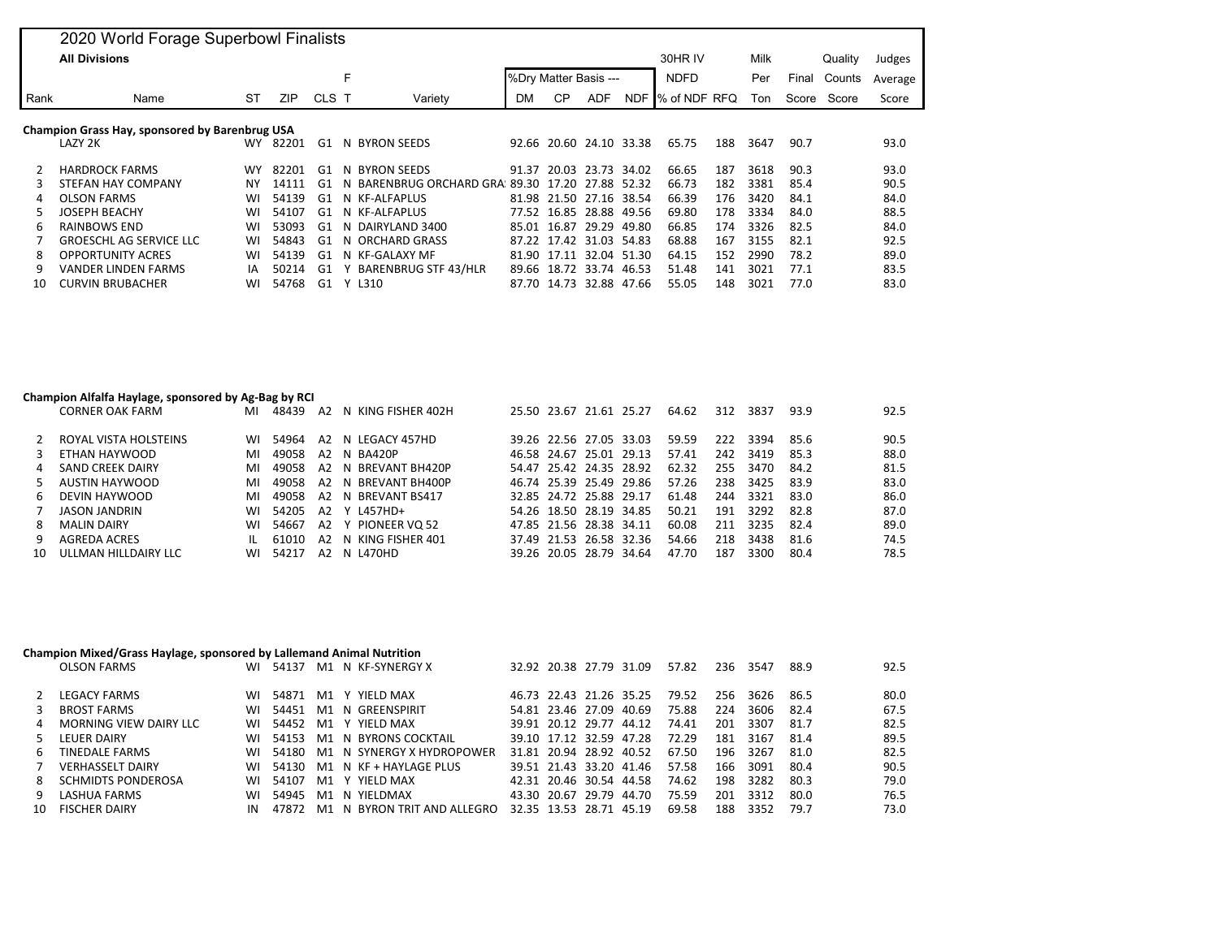# 2020 World Forage Superbowl Finalists

**All Divisions**

| Rank | Name | ST | ZIP | CLS | F T | Variety | %Dry Matter Basis --- DM | CP | ADF | NDF | 30HR IV NDFD % of NDF | RFQ | Milk Per Ton | Final Score | Quality Counts Score | Judges Average Score |
|---|---|---|---|---|---|---|---|---|---|---|---|---|---|---|---|---|
| **Champion Grass Hay, sponsored by Barenbrug USA** | | | | | | | | | | | | | | | | |
| | LAZY 2K | WY | 82201 | G1 | N | BYRON SEEDS | 92.66 | 20.60 | 24.10 | 33.38 | 65.75 | 188 | 3647 | 90.7 | | 93.0 |
| 2 | HARDROCK FARMS | WY | 82201 | G1 | N | BYRON SEEDS | 91.37 | 20.03 | 23.73 | 34.02 | 66.65 | 187 | 3618 | 90.3 | | 93.0 |
| 3 | STEFAN HAY COMPANY | NY | 14111 | G1 | N | BARENBRUG ORCHARD GRA | 89.30 | 17.20 | 27.88 | 52.32 | 66.73 | 182 | 3381 | 85.4 | | 90.5 |
| 4 | OLSON FARMS | WI | 54139 | G1 | N | KF-ALFAPLUS | 81.98 | 21.50 | 27.16 | 38.54 | 66.39 | 176 | 3420 | 84.1 | | 84.0 |
| 5 | JOSEPH BEACHY | WI | 54107 | G1 | N | KF-ALFAPLUS | 77.52 | 16.85 | 28.88 | 49.56 | 69.80 | 178 | 3334 | 84.0 | | 88.5 |
| 6 | RAINBOWS END | WI | 53093 | G1 | N | DAIRYLAND 3400 | 85.01 | 16.87 | 29.29 | 49.80 | 66.85 | 174 | 3326 | 82.5 | | 84.0 |
| 7 | GROESCHL AG SERVICE LLC | WI | 54843 | G1 | N | ORCHARD GRASS | 87.22 | 17.42 | 31.03 | 54.83 | 68.88 | 167 | 3155 | 82.1 | | 92.5 |
| 8 | OPPORTUNITY ACRES | WI | 54139 | G1 | N | KF-GALAXY MF | 81.90 | 17.11 | 32.04 | 51.30 | 64.15 | 152 | 2990 | 78.2 | | 89.0 |
| 9 | VANDER LINDEN FARMS | IA | 50214 | G1 | Y | BARENBRUG STF 43/HLR | 89.66 | 18.72 | 33.74 | 46.53 | 51.48 | 141 | 3021 | 77.1 | | 83.5 |
| 10 | CURVIN BRUBACHER | WI | 54768 | G1 | Y | L310 | 87.70 | 14.73 | 32.88 | 47.66 | 55.05 | 148 | 3021 | 77.0 | | 83.0 |
| **Champion Alfalfa Haylage, sponsored by Ag-Bag by RCI** | | | | | | | | | | | | | | | | |
| | CORNER OAK FARM | MI | 48439 | A2 | N | KING FISHER 402H | 25.50 | 23.67 | 21.61 | 25.27 | 64.62 | 312 | 3837 | 93.9 | | 92.5 |
| 2 | ROYAL VISTA HOLSTEINS | WI | 54964 | A2 | N | LEGACY 457HD | 39.26 | 22.56 | 27.05 | 33.03 | 59.59 | 222 | 3394 | 85.6 | | 90.5 |
| 3 | ETHAN HAYWOOD | MI | 49058 | A2 | N | BA420P | 46.58 | 24.67 | 25.01 | 29.13 | 57.41 | 242 | 3419 | 85.3 | | 88.0 |
| 4 | SAND CREEK DAIRY | MI | 49058 | A2 | N | BREVANT BH420P | 54.47 | 25.42 | 24.35 | 28.92 | 62.32 | 255 | 3470 | 84.2 | | 81.5 |
| 5 | AUSTIN HAYWOOD | MI | 49058 | A2 | N | BREVANT BH400P | 46.74 | 25.39 | 25.49 | 29.86 | 57.26 | 238 | 3425 | 83.9 | | 83.0 |
| 6 | DEVIN HAYWOOD | MI | 49058 | A2 | N | BREVANT BS417 | 32.85 | 24.72 | 25.88 | 29.17 | 61.48 | 244 | 3321 | 83.0 | | 86.0 |
| 7 | JASON JANDRIN | WI | 54205 | A2 | Y | L457HD+ | 54.26 | 18.50 | 28.19 | 34.85 | 50.21 | 191 | 3292 | 82.8 | | 87.0 |
| 8 | MALIN DAIRY | WI | 54667 | A2 | Y | PIONEER VQ 52 | 47.85 | 21.56 | 28.38 | 34.11 | 60.08 | 211 | 3235 | 82.4 | | 89.0 |
| 9 | AGREDA ACRES | IL | 61010 | A2 | N | KING FISHER 401 | 37.49 | 21.53 | 26.58 | 32.36 | 54.66 | 218 | 3438 | 81.6 | | 74.5 |
| 10 | ULLMAN HILLDAIRY LLC | WI | 54217 | A2 | N | L470HD | 39.26 | 20.05 | 28.79 | 34.64 | 47.70 | 187 | 3300 | 80.4 | | 78.5 |
| **Champion Mixed/Grass Haylage, sponsored by Lallemand Animal Nutrition** | | | | | | | | | | | | | | | | |
| | OLSON FARMS | WI | 54137 | M1 | N | KF-SYNERGY X | 32.92 | 20.38 | 27.79 | 31.09 | 57.82 | 236 | 3547 | 88.9 | | 92.5 |
| 2 | LEGACY FARMS | WI | 54871 | M1 | Y | YIELD MAX | 46.73 | 22.43 | 21.26 | 35.25 | 79.52 | 256 | 3626 | 86.5 | | 80.0 |
| 3 | BROST FARMS | WI | 54451 | M1 | N | GREENSPIRIT | 54.81 | 23.46 | 27.09 | 40.69 | 75.88 | 224 | 3606 | 82.4 | | 67.5 |
| 4 | MORNING VIEW DAIRY LLC | WI | 54452 | M1 | Y | YIELD MAX | 39.91 | 20.12 | 29.77 | 44.12 | 74.41 | 201 | 3307 | 81.7 | | 82.5 |
| 5 | LEUER DAIRY | WI | 54153 | M1 | N | BYRONS COCKTAIL | 39.10 | 17.12 | 32.59 | 47.28 | 72.29 | 181 | 3167 | 81.4 | | 89.5 |
| 6 | TINEDALE FARMS | WI | 54180 | M1 | N | SYNERGY X HYDROPOWER | 31.81 | 20.94 | 28.92 | 40.52 | 67.50 | 196 | 3267 | 81.0 | | 82.5 |
| 7 | VERHASSELT DAIRY | WI | 54130 | M1 | N | KF + HAYLAGE PLUS | 39.51 | 21.43 | 33.20 | 41.46 | 57.58 | 166 | 3091 | 80.4 | | 90.5 |
| 8 | SCHMIDTS PONDEROSA | WI | 54107 | M1 | Y | YIELD MAX | 42.31 | 20.46 | 30.54 | 44.58 | 74.62 | 198 | 3282 | 80.3 | | 79.0 |
| 9 | LASHUA FARMS | WI | 54945 | M1 | N | YIELDMAX | 43.30 | 20.67 | 29.79 | 44.70 | 75.59 | 201 | 3312 | 80.0 | | 76.5 |
| 10 | FISCHER DAIRY | IN | 47872 | M1 | N | BYRON TRIT AND ALLEGRO | 32.35 | 13.53 | 28.71 | 45.19 | 69.58 | 188 | 3352 | 79.7 | | 73.0 |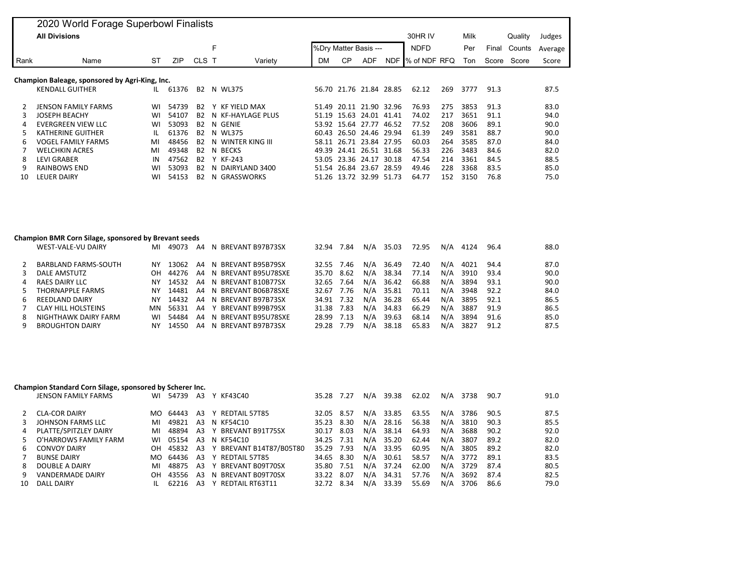## 2020 World Forage Superbowl Finalists

**All Divisions**

| Rank | Name | ST | ZIP | CLS | F T | Variety | %Dry Matter Basis --- DM | CP | ADF | NDF | 30HR IV NDFD % of NDF | RFQ | Milk Per Ton | Final Score | Quality Counts Score | Judges Average Score |
|---|---|---|---|---|---|---|---|---|---|---|---|---|---|---|---|---|
| **Champion Baleage, sponsored by Agri-King, Inc.** | | | | | | | | | | | | | | | | |
| | KENDALL GUITHER | IL | 61376 | B2 | N | WL375 | 56.70 | 21.76 | 21.84 | 28.85 | 62.12 | 269 | 3777 | 91.3 | | 87.5 |
| 2 | JENSON FAMILY FARMS | WI | 54739 | B2 | Y | KF YIELD MAX | 51.49 | 20.11 | 21.90 | 32.96 | 76.93 | 275 | 3853 | 91.3 | | 83.0 |
| 3 | JOSEPH BEACHY | WI | 54107 | B2 | N | KF-HAYLAGE PLUS | 51.19 | 15.63 | 24.01 | 41.41 | 74.02 | 217 | 3651 | 91.1 | | 94.0 |
| 4 | EVERGREEN VIEW LLC | WI | 53093 | B2 | N | GENIE | 53.92 | 15.64 | 27.77 | 46.52 | 77.52 | 208 | 3606 | 89.1 | | 90.0 |
| 5 | KATHERINE GUITHER | IL | 61376 | B2 | N | WL375 | 60.43 | 26.50 | 24.46 | 29.94 | 61.39 | 249 | 3581 | 88.7 | | 90.0 |
| 6 | VOGEL FAMILY FARMS | MI | 48456 | B2 | N | WINTER KING III | 58.11 | 26.71 | 23.84 | 27.95 | 60.03 | 264 | 3585 | 87.0 | | 84.0 |
| 7 | WELCHKIN ACRES | MI | 49348 | B2 | N | BECKS | 49.39 | 24.41 | 26.51 | 31.68 | 56.33 | 226 | 3483 | 84.6 | | 82.0 |
| 8 | LEVI GRABER | IN | 47562 | B2 | Y | KF-243 | 53.05 | 23.36 | 24.17 | 30.18 | 47.54 | 214 | 3361 | 84.5 | | 88.5 |
| 9 | RAINBOWS END | WI | 53093 | B2 | N | DAIRYLAND 3400 | 51.54 | 26.84 | 23.67 | 28.59 | 49.46 | 228 | 3368 | 83.5 | | 85.0 |
| 10 | LEUER DAIRY | WI | 54153 | B2 | N | GRASSWORKS | 51.26 | 13.72 | 32.99 | 51.73 | 64.77 | 152 | 3150 | 76.8 | | 75.0 |
| **Champion BMR Corn Silage, sponsored by Brevant seeds** | | | | | | | | | | | | | | | | |
| | WEST-VALE-VU DAIRY | MI | 49073 | A4 | N | BREVANT B97B73SX | 32.94 | 7.84 | N/A | 35.03 | 72.95 | N/A | 4124 | 96.4 | | 88.0 |
| 2 | BARBLAND FARMS-SOUTH | NY | 13062 | A4 | N | BREVANT B95B79SX | 32.55 | 7.46 | N/A | 36.49 | 72.40 | N/A | 4021 | 94.4 | | 87.0 |
| 3 | DALE AMSTUTZ | OH | 44276 | A4 | N | BREVANT B95U78SXE | 35.70 | 8.62 | N/A | 38.34 | 77.14 | N/A | 3910 | 93.4 | | 90.0 |
| 4 | RAES DAIRY LLC | NY | 14532 | A4 | N | BREVANT B10B77SX | 32.65 | 7.64 | N/A | 36.42 | 66.88 | N/A | 3894 | 93.1 | | 90.0 |
| 5 | THORNAPPLE FARMS | NY | 14481 | A4 | N | BREVANT B06B78SXE | 32.67 | 7.76 | N/A | 35.81 | 70.11 | N/A | 3948 | 92.2 | | 84.0 |
| 6 | REEDLAND DAIRY | NY | 14432 | A4 | N | BREVANT B97B73SX | 34.91 | 7.32 | N/A | 36.28 | 65.44 | N/A | 3895 | 92.1 | | 86.5 |
| 7 | CLAY HILL HOLSTEINS | MN | 56331 | A4 | Y | BREVANT B99B79SX | 31.38 | 7.83 | N/A | 34.83 | 66.29 | N/A | 3887 | 91.9 | | 86.5 |
| 8 | NIGHTHAWK DAIRY FARM | WI | 54484 | A4 | N | BREVANT B95U78SXE | 28.99 | 7.13 | N/A | 39.63 | 68.14 | N/A | 3894 | 91.6 | | 85.0 |
| 9 | BROUGHTON DAIRY | NY | 14550 | A4 | N | BREVANT B97B73SX | 29.28 | 7.79 | N/A | 38.18 | 65.83 | N/A | 3827 | 91.2 | | 87.5 |
| **Champion Standard Corn Silage, sponsored by Scherer Inc.** | | | | | | | | | | | | | | | | |
| | JENSON FAMILY FARMS | WI | 54739 | A3 | Y | KF43C40 | 35.28 | 7.27 | N/A | 39.38 | 62.02 | N/A | 3738 | 90.7 | | 91.0 |
| 2 | CLA-COR DAIRY | MO | 64443 | A3 | Y | REDTAIL 57T85 | 32.05 | 8.57 | N/A | 33.85 | 63.55 | N/A | 3786 | 90.5 | | 87.5 |
| 3 | JOHNSON FARMS LLC | MI | 49821 | A3 | N | KF54C10 | 35.23 | 8.30 | N/A | 28.16 | 56.38 | N/A | 3810 | 90.3 | | 85.5 |
| 4 | PLATTE/SPITZLEY DAIRY | MI | 48894 | A3 | Y | BREVANT B91T75SX | 30.17 | 8.03 | N/A | 38.14 | 64.93 | N/A | 3688 | 90.2 | | 92.0 |
| 5 | O'HARROWS FAMILY FARM | WI | 05154 | A3 | N | KF54C10 | 34.25 | 7.31 | N/A | 35.20 | 62.44 | N/A | 3807 | 89.2 | | 82.0 |
| 6 | CONVOY DAIRY | OH | 45832 | A3 | Y | BREVANT B14T87/B05T80 | 35.29 | 7.93 | N/A | 33.95 | 60.95 | N/A | 3805 | 89.2 | | 82.0 |
| 7 | BUNSE DAIRY | MO | 64436 | A3 | Y | REDTAIL 57T85 | 34.65 | 8.30 | N/A | 30.61 | 58.57 | N/A | 3772 | 89.1 | | 83.5 |
| 8 | DOUBLE A DAIRY | MI | 48875 | A3 | Y | BREVANT B09T70SX | 35.80 | 7.51 | N/A | 37.24 | 62.00 | N/A | 3729 | 87.4 | | 80.5 |
| 9 | VANDERMADE DAIRY | OH | 43556 | A3 | N | BREVANT B09T70SX | 33.22 | 8.07 | N/A | 34.31 | 57.76 | N/A | 3692 | 87.4 | | 82.5 |
| 10 | DALL DAIRY | IL | 62216 | A3 | Y | REDTAIL RT63T11 | 32.72 | 8.34 | N/A | 33.39 | 55.69 | N/A | 3706 | 86.6 | | 79.0 |